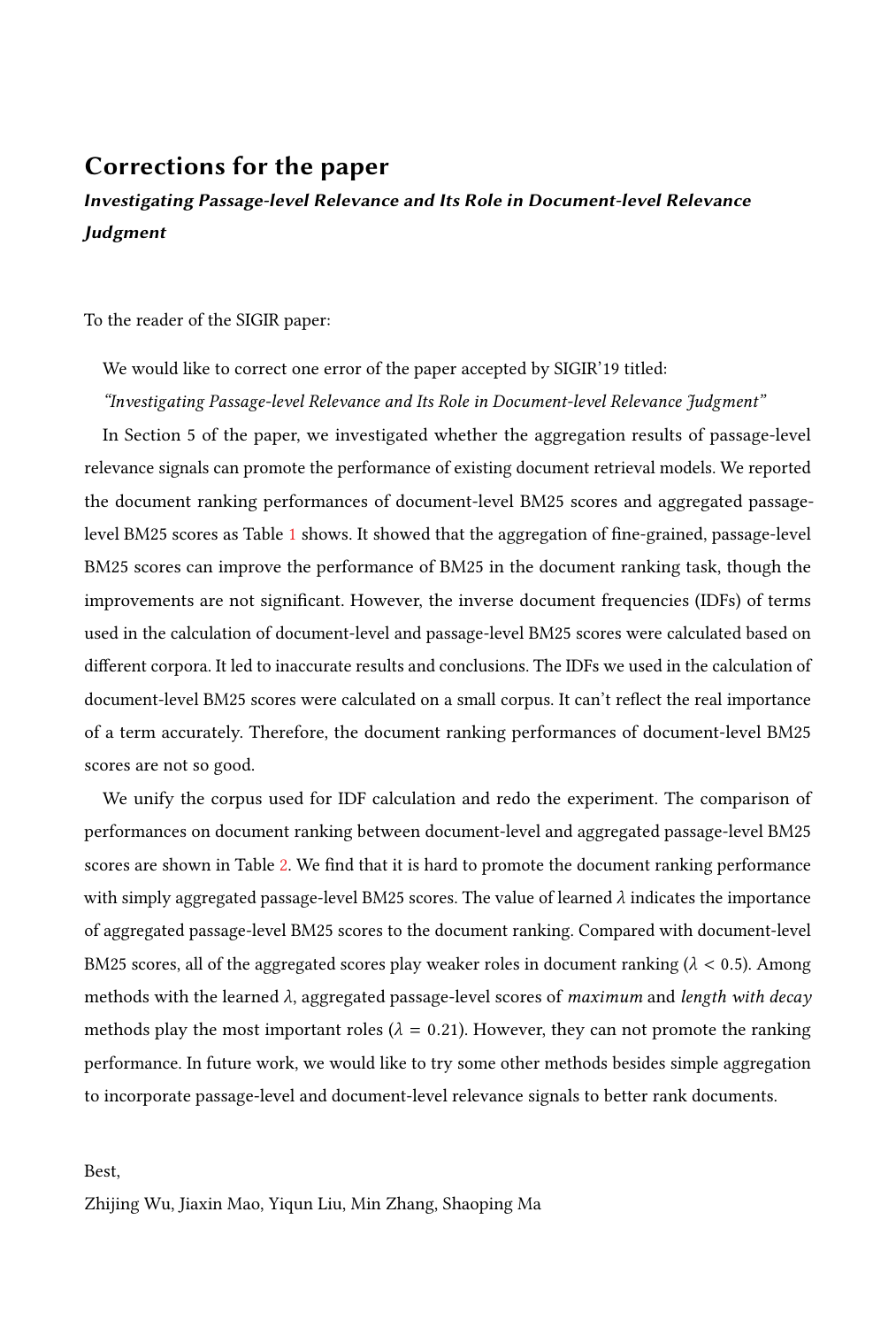# Corrections for the paper

***Investigating Passage-level Relevance and Its Role in Document-level Relevance Judgment***

To the reader of the SIGIR paper:

We would like to correct one error of the paper accepted by SIGIR'19 titled:

*"Investigating Passage-level Relevance and Its Role in Document-level Relevance Judgment"*

In Section 5 of the paper, we investigated whether the aggregation results of passage-level relevance signals can promote the performance of existing document retrieval models. We reported the document ranking performances of document-level BM25 scores and aggregated passage-level BM25 scores as Table 1 shows. It showed that the aggregation of fine-grained, passage-level BM25 scores can improve the performance of BM25 in the document ranking task, though the improvements are not significant. However, the inverse document frequencies (IDFs) of terms used in the calculation of document-level and passage-level BM25 scores were calculated based on different corpora. It led to inaccurate results and conclusions. The IDFs we used in the calculation of document-level BM25 scores were calculated on a small corpus. It can't reflect the real importance of a term accurately. Therefore, the document ranking performances of document-level BM25 scores are not so good.

We unify the corpus used for IDF calculation and redo the experiment. The comparison of performances on document ranking between document-level and aggregated passage-level BM25 scores are shown in Table 2. We find that it is hard to promote the document ranking performance with simply aggregated passage-level BM25 scores. The value of learned $\lambda$ indicates the importance of aggregated passage-level BM25 scores to the document ranking. Compared with document-level BM25 scores, all of the aggregated scores play weaker roles in document ranking ($\lambda < 0.5$). Among methods with the learned $\lambda$, aggregated passage-level scores of *maximum* and *length with decay* methods play the most important roles ($\lambda = 0.21$). However, they can not promote the ranking performance. In future work, we would like to try some other methods besides simple aggregation to incorporate passage-level and document-level relevance signals to better rank documents.

Best,

Zhijing Wu, Jiaxin Mao, Yiqun Liu, Min Zhang, Shaoping Ma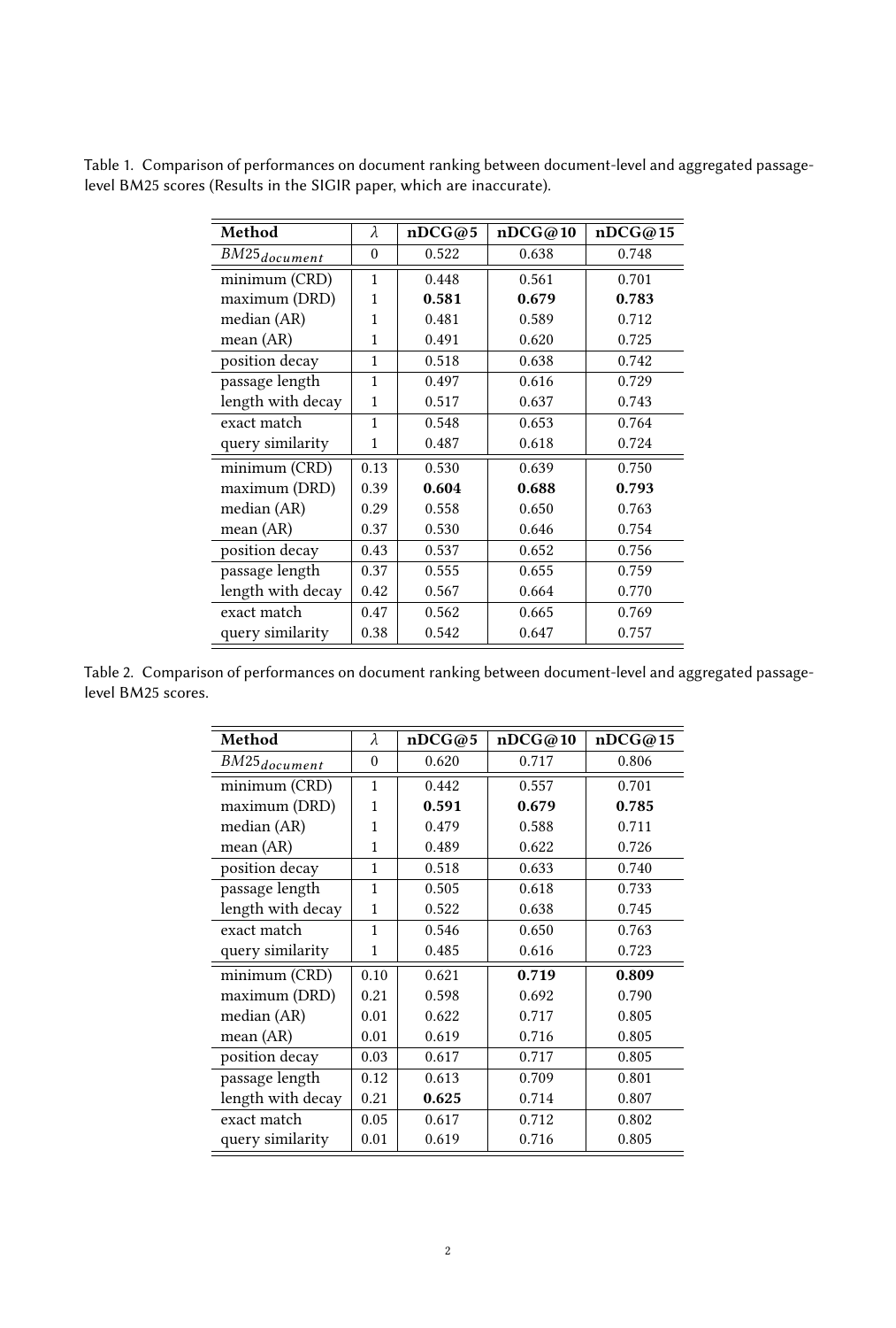Table 1. Comparison of performances on document ranking between document-level and aggregated passage-level BM25 scores (Results in the SIGIR paper, which are inaccurate).

| Method | $\lambda$ | nDCG@5 | nDCG@10 | nDCG@15 |
|---|---|---|---|---|
| $BM25_{document}$ | 0 | 0.522 | 0.638 | 0.748 |
| minimum (CRD) | 1 | 0.448 | 0.561 | 0.701 |
| maximum (DRD) | 1 | **0.581** | **0.679** | **0.783** |
| median (AR) | 1 | 0.481 | 0.589 | 0.712 |
| mean (AR) | 1 | 0.491 | 0.620 | 0.725 |
| position decay | 1 | 0.518 | 0.638 | 0.742 |
| passage length | 1 | 0.497 | 0.616 | 0.729 |
| length with decay | 1 | 0.517 | 0.637 | 0.743 |
| exact match | 1 | 0.548 | 0.653 | 0.764 |
| query similarity | 1 | 0.487 | 0.618 | 0.724 |
| minimum (CRD) | 0.13 | 0.530 | 0.639 | 0.750 |
| maximum (DRD) | 0.39 | **0.604** | **0.688** | **0.793** |
| median (AR) | 0.29 | 0.558 | 0.650 | 0.763 |
| mean (AR) | 0.37 | 0.530 | 0.646 | 0.754 |
| position decay | 0.43 | 0.537 | 0.652 | 0.756 |
| passage length | 0.37 | 0.555 | 0.655 | 0.759 |
| length with decay | 0.42 | 0.567 | 0.664 | 0.770 |
| exact match | 0.47 | 0.562 | 0.665 | 0.769 |
| query similarity | 0.38 | 0.542 | 0.647 | 0.757 |

Table 2. Comparison of performances on document ranking between document-level and aggregated passage-level BM25 scores.

| Method | $\lambda$ | nDCG@5 | nDCG@10 | nDCG@15 |
|---|---|---|---|---|
| $BM25_{document}$ | 0 | 0.620 | 0.717 | 0.806 |
| minimum (CRD) | 1 | 0.442 | 0.557 | 0.701 |
| maximum (DRD) | 1 | **0.591** | **0.679** | **0.785** |
| median (AR) | 1 | 0.479 | 0.588 | 0.711 |
| mean (AR) | 1 | 0.489 | 0.622 | 0.726 |
| position decay | 1 | 0.518 | 0.633 | 0.740 |
| passage length | 1 | 0.505 | 0.618 | 0.733 |
| length with decay | 1 | 0.522 | 0.638 | 0.745 |
| exact match | 1 | 0.546 | 0.650 | 0.763 |
| query similarity | 1 | 0.485 | 0.616 | 0.723 |
| minimum (CRD) | 0.10 | 0.621 | **0.719** | **0.809** |
| maximum (DRD) | 0.21 | 0.598 | 0.692 | 0.790 |
| median (AR) | 0.01 | 0.622 | 0.717 | 0.805 |
| mean (AR) | 0.01 | 0.619 | 0.716 | 0.805 |
| position decay | 0.03 | 0.617 | 0.717 | 0.805 |
| passage length | 0.12 | 0.613 | 0.709 | 0.801 |
| length with decay | 0.21 | **0.625** | 0.714 | 0.807 |
| exact match | 0.05 | 0.617 | 0.712 | 0.802 |
| query similarity | 0.01 | 0.619 | 0.716 | 0.805 |